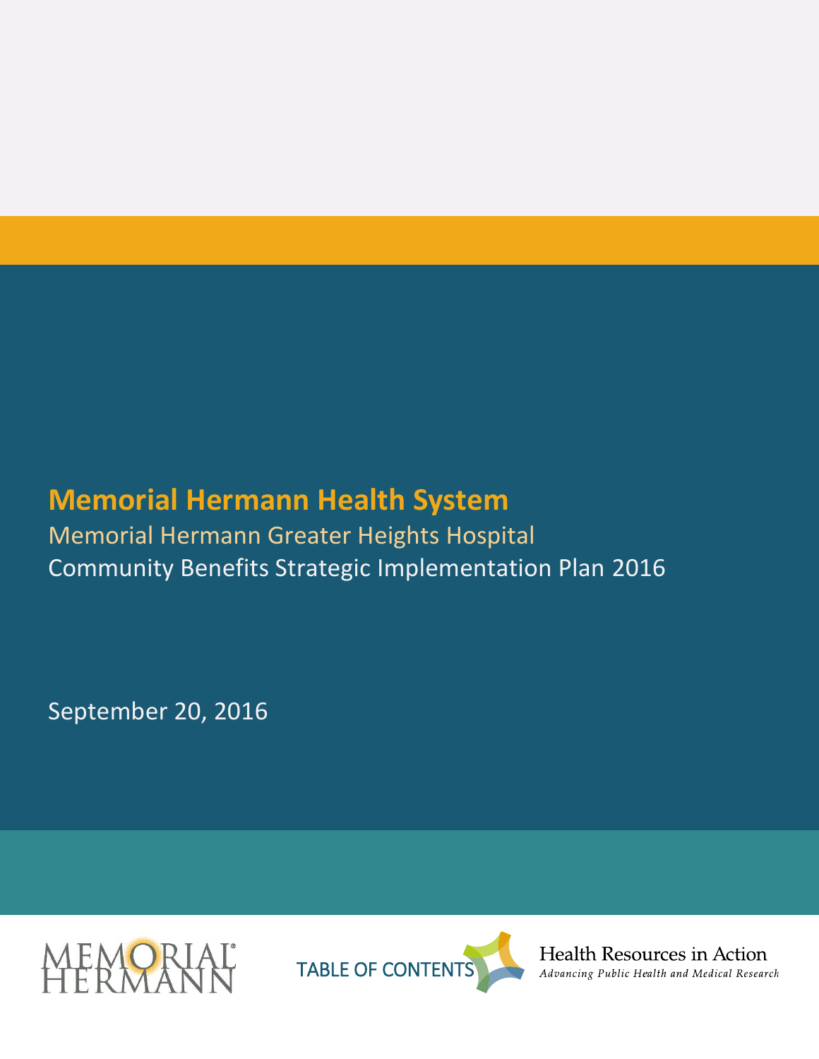# Memorial Hermann Health System

## Memorial Hermann Greater Heights Hospital

Community Benefits Strategic Implementation Plan 2016

September 20, 2016

MEMORIAL HERMANN

TABLE OF CONTENTS

Health Resources in Action
*Advancing Public Health and Medical Research*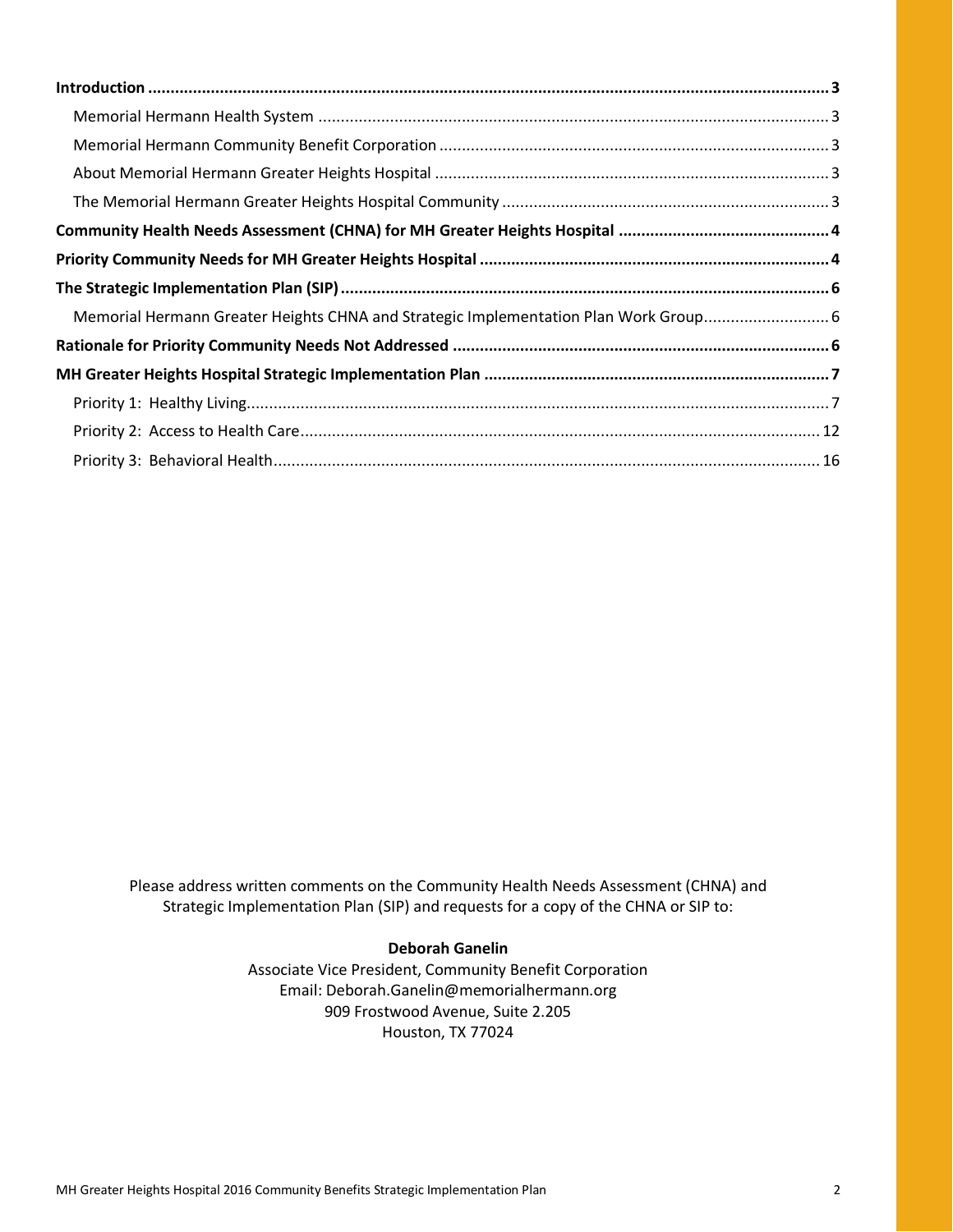**Introduction** ........................................................................................................................................... **3**

Memorial Hermann Health System ........................................................................................................ 3

Memorial Hermann Community Benefit Corporation .............................................................................. 3

About Memorial Hermann Greater Heights Hospital ............................................................................... 3

The Memorial Hermann Greater Heights Hospital Community ................................................................ 3

**Community Health Needs Assessment (CHNA) for MH Greater Heights Hospital** ....................................... **4**

**Priority Community Needs for MH Greater Heights Hospital** ..................................................................... **4**

**The Strategic Implementation Plan (SIP)** ................................................................................................. **6**

Memorial Hermann Greater Heights CHNA and Strategic Implementation Plan Work Group........................... 6

**Rationale for Priority Community Needs Not Addressed** .......................................................................... **6**

**MH Greater Heights Hospital Strategic Implementation Plan** .................................................................... **7**

Priority 1: Healthy Living......................................................................................................................... 7

Priority 2: Access to Health Care............................................................................................................ 12

Priority 3: Behavioral Health.................................................................................................................. 16

Please address written comments on the Community Health Needs Assessment (CHNA) and Strategic Implementation Plan (SIP) and requests for a copy of the CHNA or SIP to:

**Deborah Ganelin**
Associate Vice President, Community Benefit Corporation
Email: Deborah.Ganelin@memorialhermann.org
909 Frostwood Avenue, Suite 2.205
Houston, TX 77024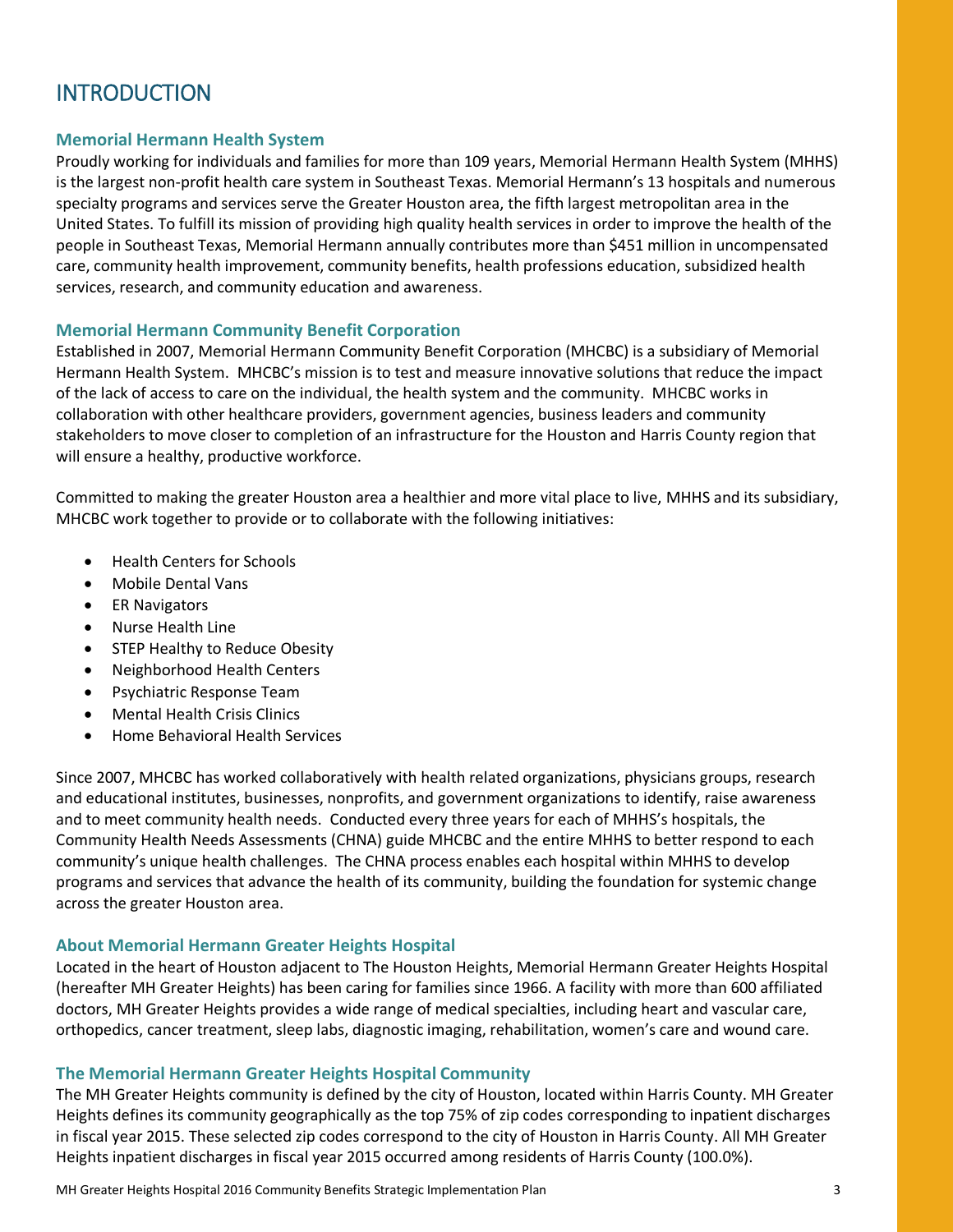# INTRODUCTION

## Memorial Hermann Health System

Proudly working for individuals and families for more than 109 years, Memorial Hermann Health System (MHHS) is the largest non-profit health care system in Southeast Texas. Memorial Hermann's 13 hospitals and numerous specialty programs and services serve the Greater Houston area, the fifth largest metropolitan area in the United States. To fulfill its mission of providing high quality health services in order to improve the health of the people in Southeast Texas, Memorial Hermann annually contributes more than $451 million in uncompensated care, community health improvement, community benefits, health professions education, subsidized health services, research, and community education and awareness.

## Memorial Hermann Community Benefit Corporation

Established in 2007, Memorial Hermann Community Benefit Corporation (MHCBC) is a subsidiary of Memorial Hermann Health System. MHCBC's mission is to test and measure innovative solutions that reduce the impact of the lack of access to care on the individual, the health system and the community. MHCBC works in collaboration with other healthcare providers, government agencies, business leaders and community stakeholders to move closer to completion of an infrastructure for the Houston and Harris County region that will ensure a healthy, productive workforce.

Committed to making the greater Houston area a healthier and more vital place to live, MHHS and its subsidiary, MHCBC work together to provide or to collaborate with the following initiatives:

- Health Centers for Schools
- Mobile Dental Vans
- ER Navigators
- Nurse Health Line
- STEP Healthy to Reduce Obesity
- Neighborhood Health Centers
- Psychiatric Response Team
- Mental Health Crisis Clinics
- Home Behavioral Health Services

Since 2007, MHCBC has worked collaboratively with health related organizations, physicians groups, research and educational institutes, businesses, nonprofits, and government organizations to identify, raise awareness and to meet community health needs. Conducted every three years for each of MHHS's hospitals, the Community Health Needs Assessments (CHNA) guide MHCBC and the entire MHHS to better respond to each community's unique health challenges. The CHNA process enables each hospital within MHHS to develop programs and services that advance the health of its community, building the foundation for systemic change across the greater Houston area.

## About Memorial Hermann Greater Heights Hospital

Located in the heart of Houston adjacent to The Houston Heights, Memorial Hermann Greater Heights Hospital (hereafter MH Greater Heights) has been caring for families since 1966. A facility with more than 600 affiliated doctors, MH Greater Heights provides a wide range of medical specialties, including heart and vascular care, orthopedics, cancer treatment, sleep labs, diagnostic imaging, rehabilitation, women's care and wound care.

## The Memorial Hermann Greater Heights Hospital Community

The MH Greater Heights community is defined by the city of Houston, located within Harris County. MH Greater Heights defines its community geographically as the top 75% of zip codes corresponding to inpatient discharges in fiscal year 2015. These selected zip codes correspond to the city of Houston in Harris County. All MH Greater Heights inpatient discharges in fiscal year 2015 occurred among residents of Harris County (100.0%).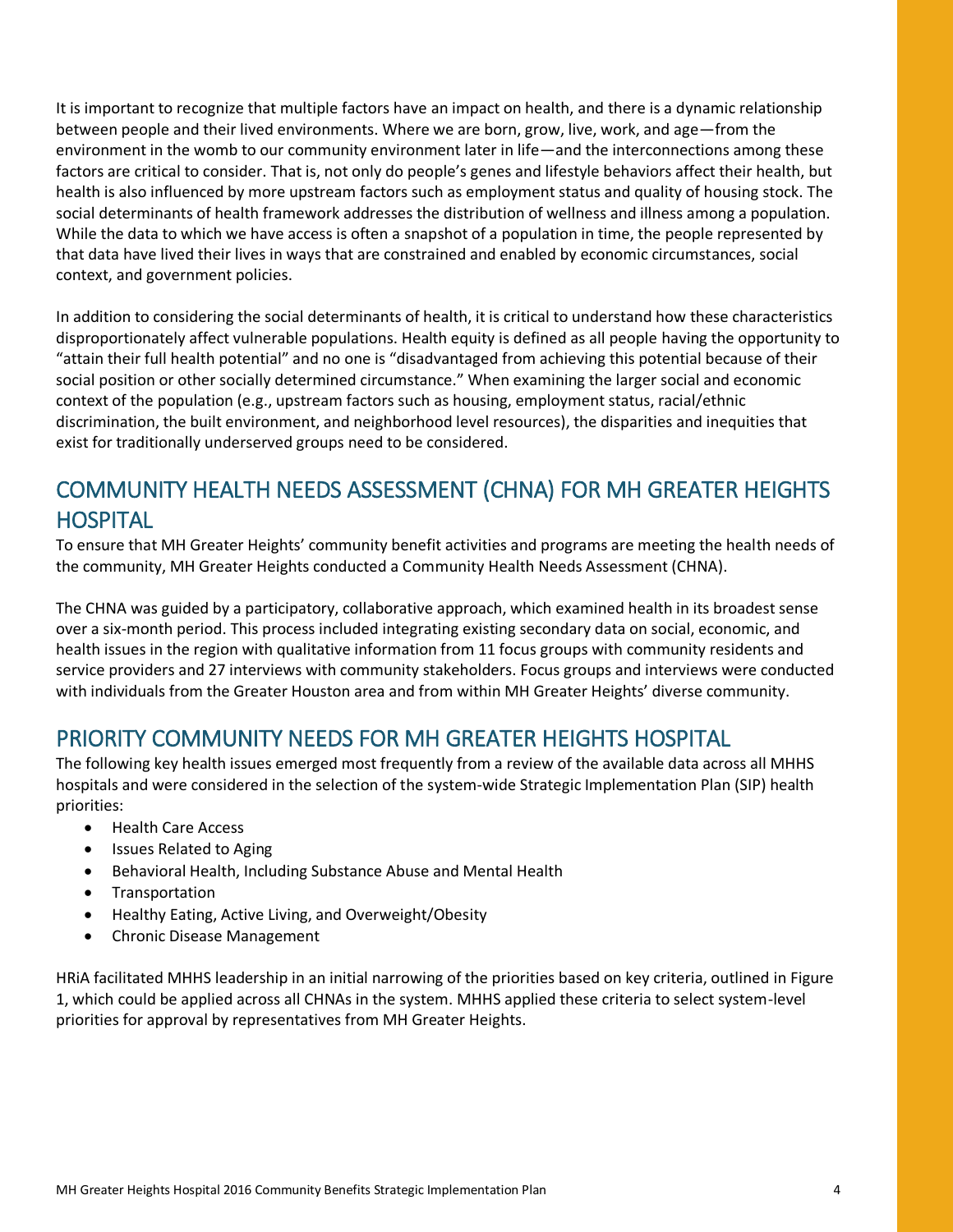It is important to recognize that multiple factors have an impact on health, and there is a dynamic relationship between people and their lived environments. Where we are born, grow, live, work, and age—from the environment in the womb to our community environment later in life—and the interconnections among these factors are critical to consider. That is, not only do people's genes and lifestyle behaviors affect their health, but health is also influenced by more upstream factors such as employment status and quality of housing stock. The social determinants of health framework addresses the distribution of wellness and illness among a population. While the data to which we have access is often a snapshot of a population in time, the people represented by that data have lived their lives in ways that are constrained and enabled by economic circumstances, social context, and government policies.

In addition to considering the social determinants of health, it is critical to understand how these characteristics disproportionately affect vulnerable populations. Health equity is defined as all people having the opportunity to "attain their full health potential" and no one is "disadvantaged from achieving this potential because of their social position or other socially determined circumstance." When examining the larger social and economic context of the population (e.g., upstream factors such as housing, employment status, racial/ethnic discrimination, the built environment, and neighborhood level resources), the disparities and inequities that exist for traditionally underserved groups need to be considered.

## COMMUNITY HEALTH NEEDS ASSESSMENT (CHNA) FOR MH GREATER HEIGHTS HOSPITAL

To ensure that MH Greater Heights' community benefit activities and programs are meeting the health needs of the community, MH Greater Heights conducted a Community Health Needs Assessment (CHNA).

The CHNA was guided by a participatory, collaborative approach, which examined health in its broadest sense over a six-month period. This process included integrating existing secondary data on social, economic, and health issues in the region with qualitative information from 11 focus groups with community residents and service providers and 27 interviews with community stakeholders. Focus groups and interviews were conducted with individuals from the Greater Houston area and from within MH Greater Heights' diverse community.

## PRIORITY COMMUNITY NEEDS FOR MH GREATER HEIGHTS HOSPITAL

The following key health issues emerged most frequently from a review of the available data across all MHHS hospitals and were considered in the selection of the system-wide Strategic Implementation Plan (SIP) health priorities:

- Health Care Access
- Issues Related to Aging
- Behavioral Health, Including Substance Abuse and Mental Health
- Transportation
- Healthy Eating, Active Living, and Overweight/Obesity
- Chronic Disease Management

HRiA facilitated MHHS leadership in an initial narrowing of the priorities based on key criteria, outlined in Figure 1, which could be applied across all CHNAs in the system. MHHS applied these criteria to select system-level priorities for approval by representatives from MH Greater Heights.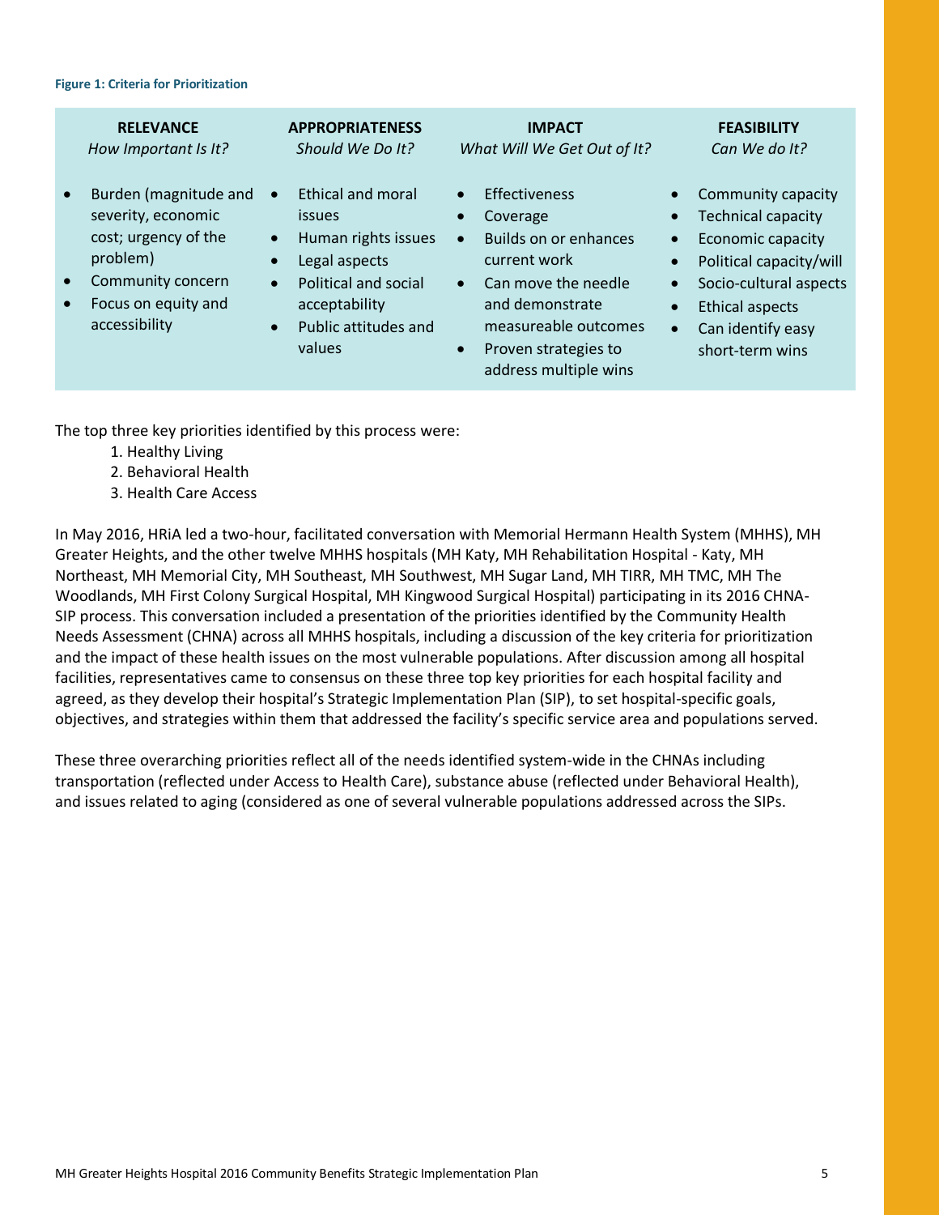**Figure 1: Criteria for Prioritization**

| RELEVANCE<br>*How Important Is It?* | APPROPRIATENESS<br>*Should We Do It?* | IMPACT<br>*What Will We Get Out of It?* | FEASIBILITY<br>*Can We do It?* |
|---|---|---|---|
| • Burden (magnitude and severity, economic cost; urgency of the problem)<br>• Community concern<br>• Focus on equity and accessibility | • Ethical and moral issues<br>• Human rights issues<br>• Legal aspects<br>• Political and social acceptability<br>• Public attitudes and values | • Effectiveness<br>• Coverage<br>• Builds on or enhances current work<br>• Can move the needle and demonstrate measureable outcomes<br>• Proven strategies to address multiple wins | • Community capacity<br>• Technical capacity<br>• Economic capacity<br>• Political capacity/will<br>• Socio-cultural aspects<br>• Ethical aspects<br>• Can identify easy short-term wins |

The top three key priorities identified by this process were:

1. Healthy Living
2. Behavioral Health
3. Health Care Access

In May 2016, HRiA led a two-hour, facilitated conversation with Memorial Hermann Health System (MHHS), MH Greater Heights, and the other twelve MHHS hospitals (MH Katy, MH Rehabilitation Hospital - Katy, MH Northeast, MH Memorial City, MH Southeast, MH Southwest, MH Sugar Land, MH TIRR, MH TMC, MH The Woodlands, MH First Colony Surgical Hospital, MH Kingwood Surgical Hospital) participating in its 2016 CHNA-SIP process. This conversation included a presentation of the priorities identified by the Community Health Needs Assessment (CHNA) across all MHHS hospitals, including a discussion of the key criteria for prioritization and the impact of these health issues on the most vulnerable populations. After discussion among all hospital facilities, representatives came to consensus on these three top key priorities for each hospital facility and agreed, as they develop their hospital's Strategic Implementation Plan (SIP), to set hospital-specific goals, objectives, and strategies within them that addressed the facility's specific service area and populations served.

These three overarching priorities reflect all of the needs identified system-wide in the CHNAs including transportation (reflected under Access to Health Care), substance abuse (reflected under Behavioral Health), and issues related to aging (considered as one of several vulnerable populations addressed across the SIPs.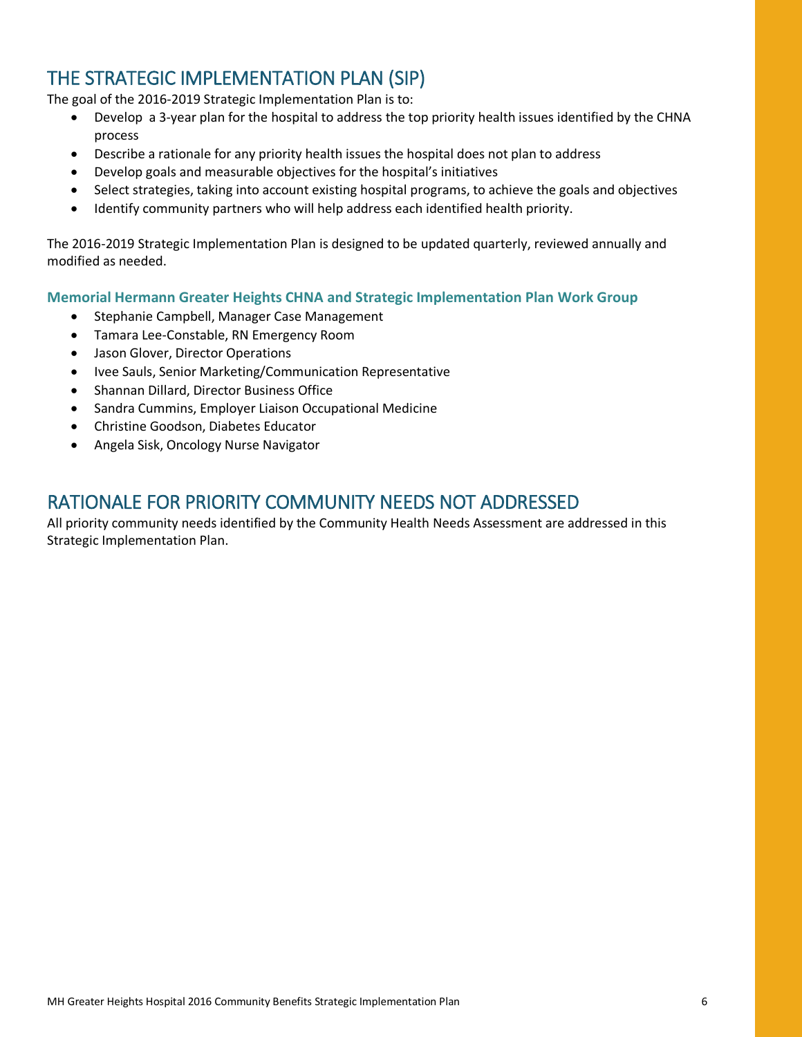# THE STRATEGIC IMPLEMENTATION PLAN (SIP)

The goal of the 2016-2019 Strategic Implementation Plan is to:

- Develop a 3-year plan for the hospital to address the top priority health issues identified by the CHNA process
- Describe a rationale for any priority health issues the hospital does not plan to address
- Develop goals and measurable objectives for the hospital's initiatives
- Select strategies, taking into account existing hospital programs, to achieve the goals and objectives
- Identify community partners who will help address each identified health priority.

The 2016-2019 Strategic Implementation Plan is designed to be updated quarterly, reviewed annually and modified as needed.

### Memorial Hermann Greater Heights CHNA and Strategic Implementation Plan Work Group

- Stephanie Campbell, Manager Case Management
- Tamara Lee-Constable, RN Emergency Room
- Jason Glover, Director Operations
- Ivee Sauls, Senior Marketing/Communication Representative
- Shannan Dillard, Director Business Office
- Sandra Cummins, Employer Liaison Occupational Medicine
- Christine Goodson, Diabetes Educator
- Angela Sisk, Oncology Nurse Navigator

# RATIONALE FOR PRIORITY COMMUNITY NEEDS NOT ADDRESSED

All priority community needs identified by the Community Health Needs Assessment are addressed in this Strategic Implementation Plan.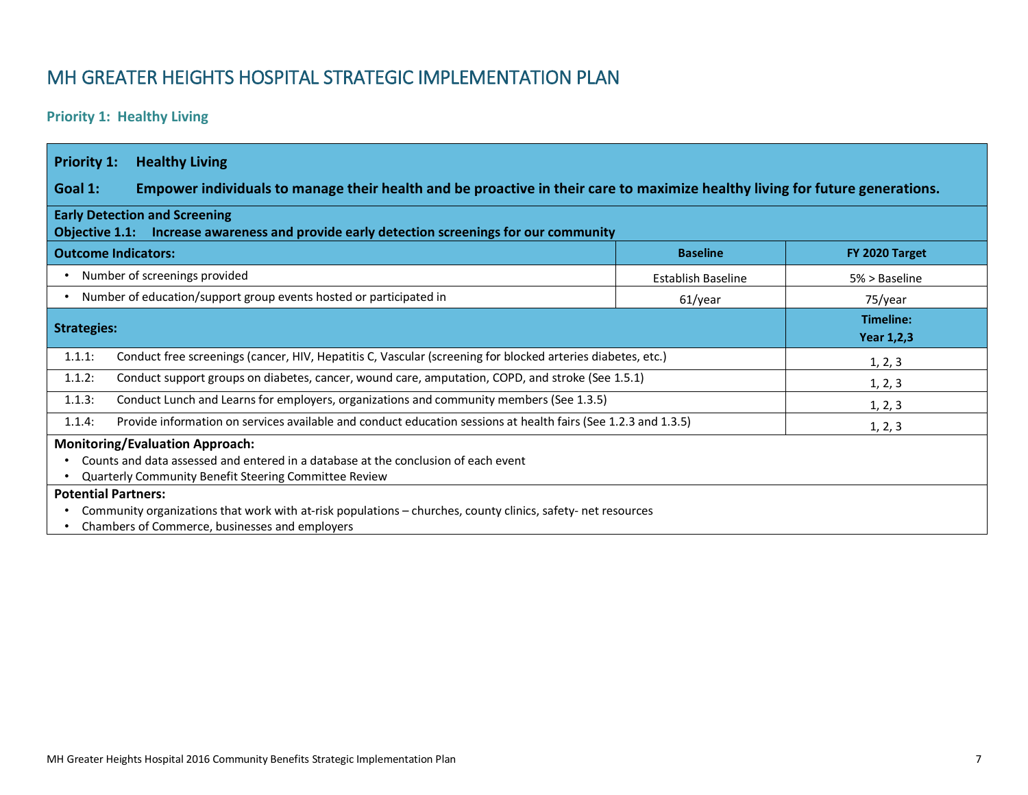# MH GREATER HEIGHTS HOSPITAL STRATEGIC IMPLEMENTATION PLAN

## Priority 1: Healthy Living

**Priority 1: Healthy Living**

**Goal 1: Empower individuals to manage their health and be proactive in their care to maximize healthy living for future generations.**

**Early Detection and Screening**
**Objective 1.1: Increase awareness and provide early detection screenings for our community**

| Outcome Indicators: | Baseline | FY 2020 Target |
|---|---|---|
| • Number of screenings provided | Establish Baseline | 5% > Baseline |
| • Number of education/support group events hosted or participated in | 61/year | 75/year |

| Strategies: | | Timeline: Year 1,2,3 |
|---|---|---|
| 1.1.1: | Conduct free screenings (cancer, HIV, Hepatitis C, Vascular (screening for blocked arteries diabetes, etc.) | 1, 2, 3 |
| 1.1.2: | Conduct support groups on diabetes, cancer, wound care, amputation, COPD, and stroke (See 1.5.1) | 1, 2, 3 |
| 1.1.3: | Conduct Lunch and Learns for employers, organizations and community members (See 1.3.5) | 1, 2, 3 |
| 1.1.4: | Provide information on services available and conduct education sessions at health fairs (See 1.2.3 and 1.3.5) | 1, 2, 3 |

**Monitoring/Evaluation Approach:**

- Counts and data assessed and entered in a database at the conclusion of each event
- Quarterly Community Benefit Steering Committee Review

**Potential Partners:**

- Community organizations that work with at-risk populations – churches, county clinics, safety- net resources
- Chambers of Commerce, businesses and employers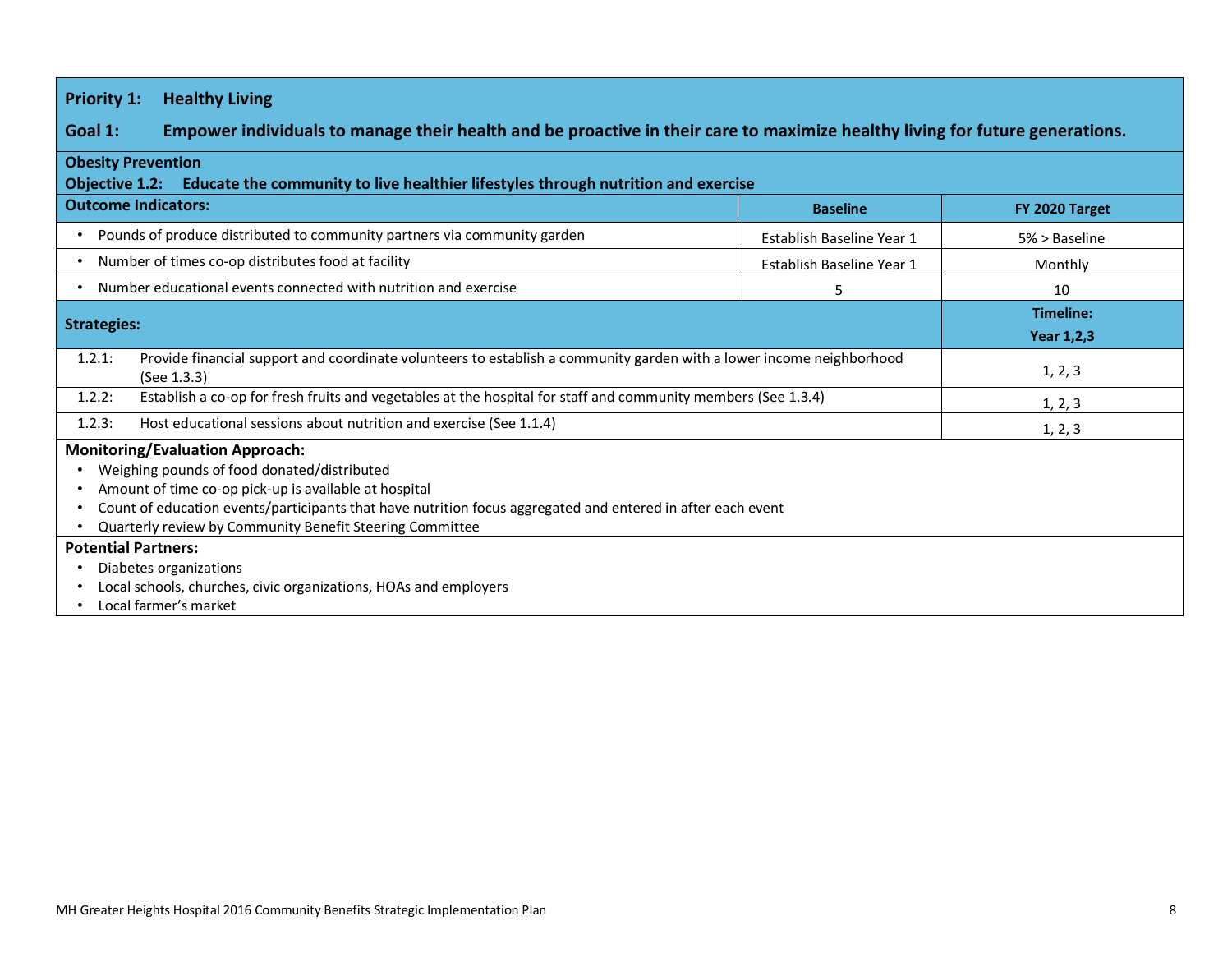**Priority 1: Healthy Living**

**Goal 1: Empower individuals to manage their health and be proactive in their care to maximize healthy living for future generations.**

**Obesity Prevention**

**Objective 1.2: Educate the community to live healthier lifestyles through nutrition and exercise**

| Outcome Indicators: | Baseline | FY 2020 Target |
|---|---|---|
| • Pounds of produce distributed to community partners via community garden | Establish Baseline Year 1 | 5% > Baseline |
| • Number of times co-op distributes food at facility | Establish Baseline Year 1 | Monthly |
| • Number educational events connected with nutrition and exercise | 5 | 10 |

| Strategies: | | Timeline: Year 1,2,3 |
|---|---|---|
| 1.2.1: | Provide financial support and coordinate volunteers to establish a community garden with a lower income neighborhood (See 1.3.3) | 1, 2, 3 |
| 1.2.2: | Establish a co-op for fresh fruits and vegetables at the hospital for staff and community members (See 1.3.4) | 1, 2, 3 |
| 1.2.3: | Host educational sessions about nutrition and exercise (See 1.1.4) | 1, 2, 3 |

**Monitoring/Evaluation Approach:**

- Weighing pounds of food donated/distributed
- Amount of time co-op pick-up is available at hospital
- Count of education events/participants that have nutrition focus aggregated and entered in after each event
- Quarterly review by Community Benefit Steering Committee

**Potential Partners:**

- Diabetes organizations
- Local schools, churches, civic organizations, HOAs and employers
- Local farmer's market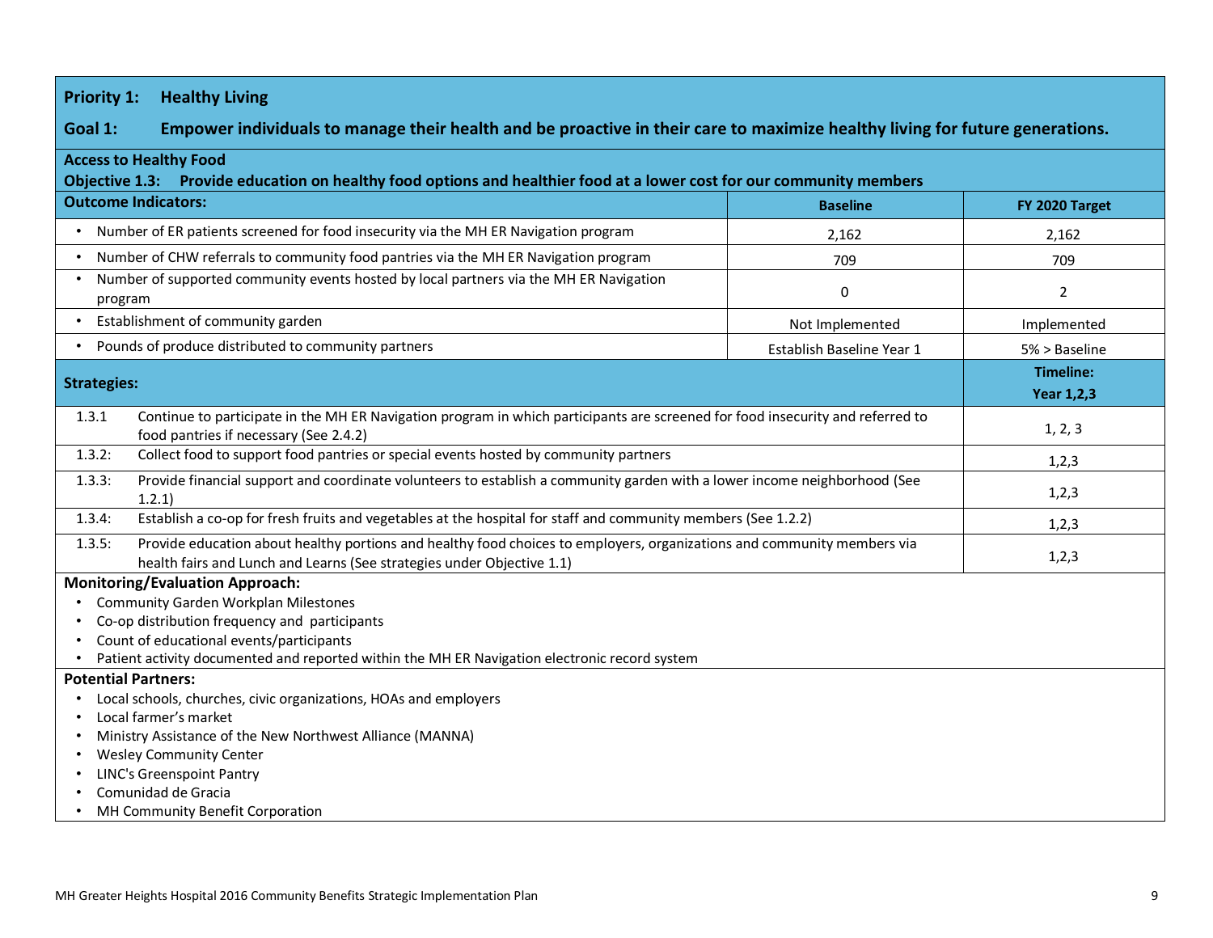## Priority 1: Healthy Living

### Goal 1: Empower individuals to manage their health and be proactive in their care to maximize healthy living for future generations.

**Access to Healthy Food**

**Objective 1.3: Provide education on healthy food options and healthier food at a lower cost for our community members**

| Outcome Indicators: | Baseline | FY 2020 Target |
|---|---|---|
| • Number of ER patients screened for food insecurity via the MH ER Navigation program | 2,162 | 2,162 |
| • Number of CHW referrals to community food pantries via the MH ER Navigation program | 709 | 709 |
| • Number of supported community events hosted by local partners via the MH ER Navigation program | 0 | 2 |
| • Establishment of community garden | Not Implemented | Implemented |
| • Pounds of produce distributed to community partners | Establish Baseline Year 1 | 5% > Baseline |

| Strategies: | | Timeline: Year 1,2,3 |
|---|---|---|
| 1.3.1 | Continue to participate in the MH ER Navigation program in which participants are screened for food insecurity and referred to food pantries if necessary (See 2.4.2) | 1, 2, 3 |
| 1.3.2: | Collect food to support food pantries or special events hosted by community partners | 1,2,3 |
| 1.3.3: | Provide financial support and coordinate volunteers to establish a community garden with a lower income neighborhood (See 1.2.1) | 1,2,3 |
| 1.3.4: | Establish a co-op for fresh fruits and vegetables at the hospital for staff and community members (See 1.2.2) | 1,2,3 |
| 1.3.5: | Provide education about healthy portions and healthy food choices to employers, organizations and community members via health fairs and Lunch and Learns (See strategies under Objective 1.1) | 1,2,3 |

**Monitoring/Evaluation Approach:**

- Community Garden Workplan Milestones
- Co-op distribution frequency and participants
- Count of educational events/participants
- Patient activity documented and reported within the MH ER Navigation electronic record system

**Potential Partners:**

- Local schools, churches, civic organizations, HOAs and employers
- Local farmer's market
- Ministry Assistance of the New Northwest Alliance (MANNA)
- Wesley Community Center
- LINC's Greenspoint Pantry
- Comunidad de Gracia
- MH Community Benefit Corporation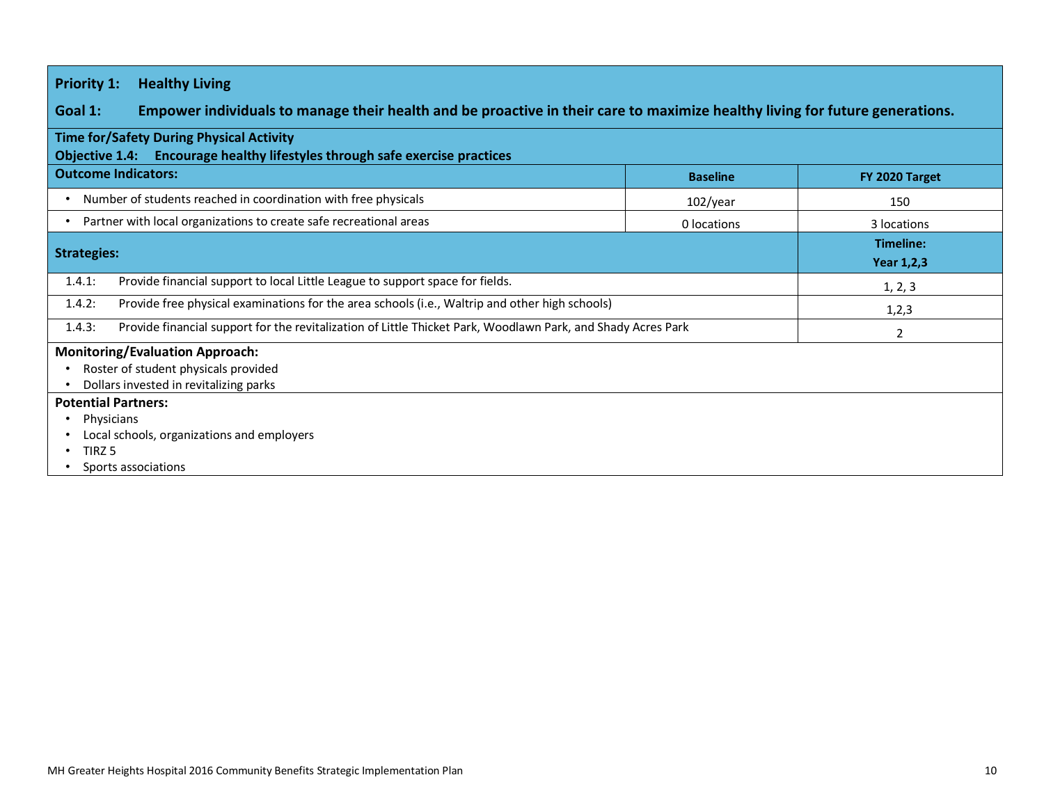**Priority 1: Healthy Living**

**Goal 1: Empower individuals to manage their health and be proactive in their care to maximize healthy living for future generations.**

**Time for/Safety During Physical Activity**

**Objective 1.4: Encourage healthy lifestyles through safe exercise practices**

| Outcome Indicators: | Baseline | FY 2020 Target |
|---|---|---|
| • Number of students reached in coordination with free physicals | 102/year | 150 |
| • Partner with local organizations to create safe recreational areas | 0 locations | 3 locations |

| Strategies: | Timeline: Year 1,2,3 |
|---|---|
| 1.4.1: Provide financial support to local Little League to support space for fields. | 1, 2, 3 |
| 1.4.2: Provide free physical examinations for the area schools (i.e., Waltrip and other high schools) | 1,2,3 |
| 1.4.3: Provide financial support for the revitalization of Little Thicket Park, Woodlawn Park, and Shady Acres Park | 2 |

**Monitoring/Evaluation Approach:**

- Roster of student physicals provided
- Dollars invested in revitalizing parks

**Potential Partners:**

- Physicians
- Local schools, organizations and employers
- TIRZ 5
- Sports associations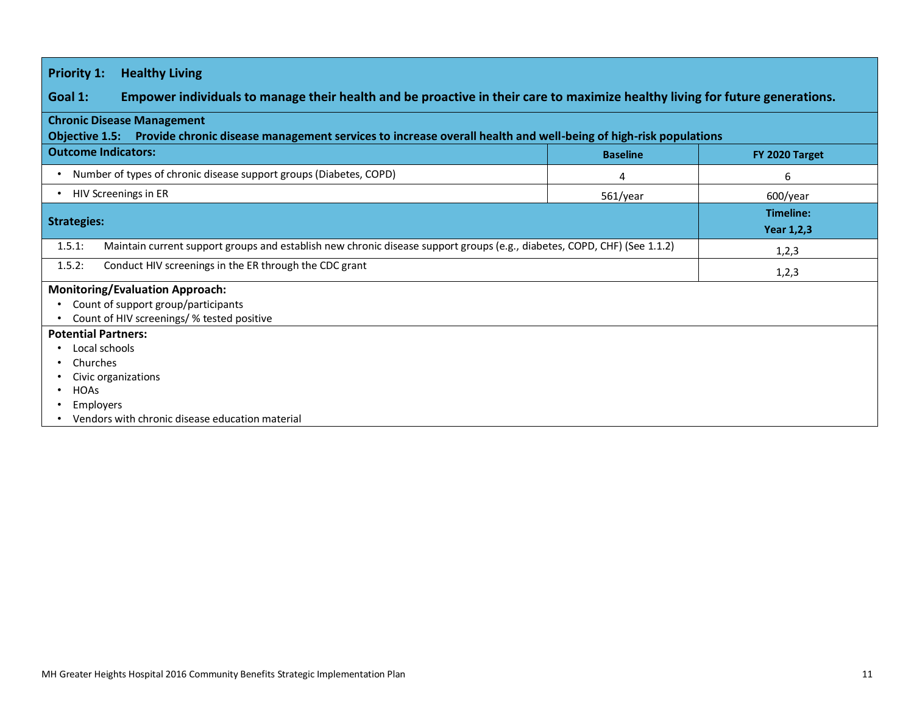## Priority 1: Healthy Living

**Goal 1:** Empower individuals to manage their health and be proactive in their care to maximize healthy living for future generations.

### Chronic Disease Management

**Objective 1.5:** Provide chronic disease management services to increase overall health and well-being of high-risk populations

| Outcome Indicators: | Baseline | FY 2020 Target |
|---|---|---|
| • Number of types of chronic disease support groups (Diabetes, COPD) | 4 | 6 |
| • HIV Screenings in ER | 561/year | 600/year |

| Strategies: | Timeline: Year 1,2,3 |
|---|---|
| 1.5.1: Maintain current support groups and establish new chronic disease support groups (e.g., diabetes, COPD, CHF) (See 1.1.2) | 1,2,3 |
| 1.5.2: Conduct HIV screenings in the ER through the CDC grant | 1,2,3 |

**Monitoring/Evaluation Approach:**

- Count of support group/participants
- Count of HIV screenings/ % tested positive

**Potential Partners:**

- Local schools
- Churches
- Civic organizations
- HOAs
- Employers
- Vendors with chronic disease education material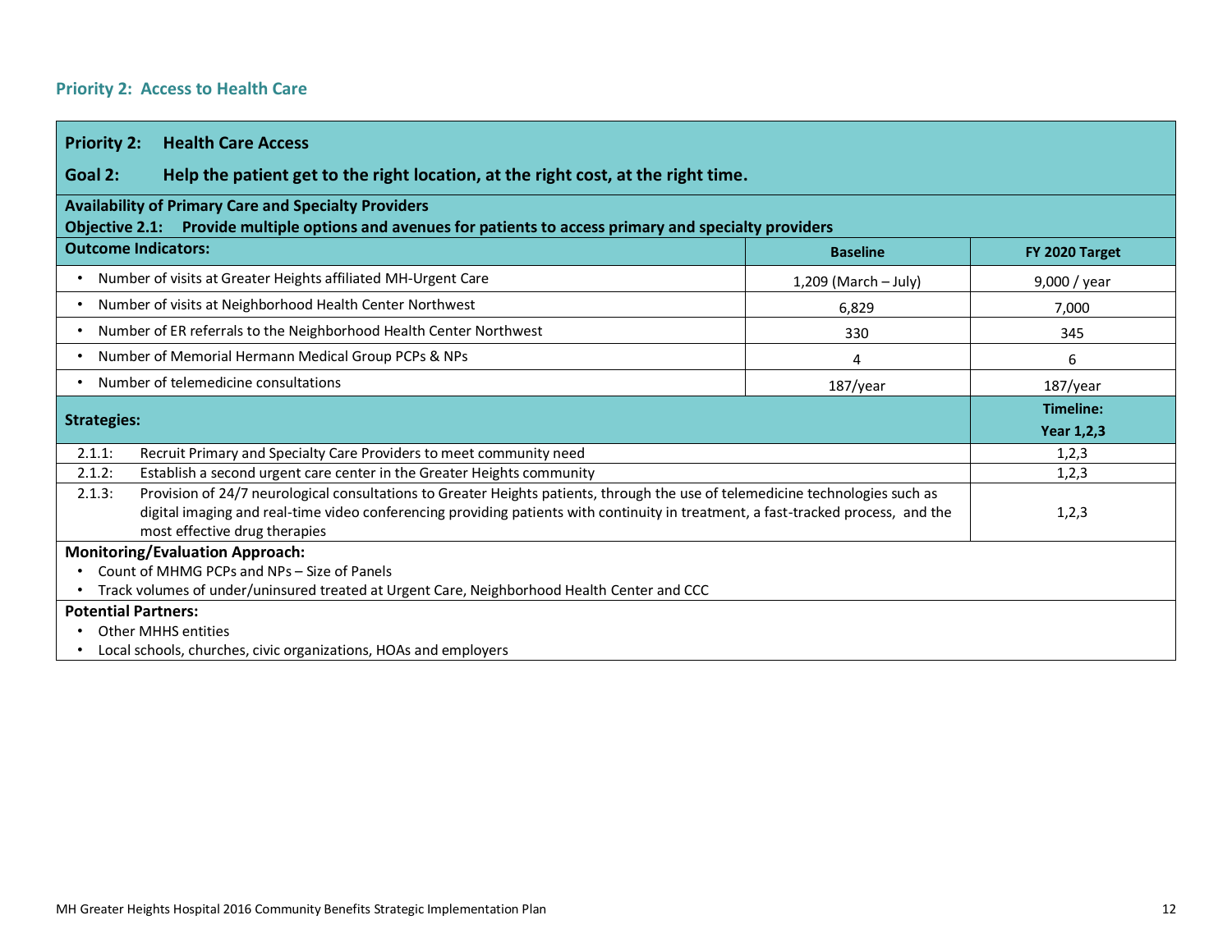## Priority 2: Access to Health Care

**Priority 2: Health Care Access**

**Goal 2: Help the patient get to the right location, at the right cost, at the right time.**

**Availability of Primary Care and Specialty Providers**

**Objective 2.1: Provide multiple options and avenues for patients to access primary and specialty providers**

| Outcome Indicators: | Baseline | FY 2020 Target |
|---|---|---|
| • Number of visits at Greater Heights affiliated MH-Urgent Care | 1,209 (March – July) | 9,000 / year |
| • Number of visits at Neighborhood Health Center Northwest | 6,829 | 7,000 |
| • Number of ER referrals to the Neighborhood Health Center Northwest | 330 | 345 |
| • Number of Memorial Hermann Medical Group PCPs & NPs | 4 | 6 |
| • Number of telemedicine consultations | 187/year | 187/year |

| Strategies: | | Timeline: Year 1,2,3 |
|---|---|---|
| 2.1.1: | Recruit Primary and Specialty Care Providers to meet community need | 1,2,3 |
| 2.1.2: | Establish a second urgent care center in the Greater Heights community | 1,2,3 |
| 2.1.3: | Provision of 24/7 neurological consultations to Greater Heights patients, through the use of telemedicine technologies such as digital imaging and real-time video conferencing providing patients with continuity in treatment, a fast-tracked process, and the most effective drug therapies | 1,2,3 |

**Monitoring/Evaluation Approach:**

- Count of MHMG PCPs and NPs – Size of Panels
- Track volumes of under/uninsured treated at Urgent Care, Neighborhood Health Center and CCC

**Potential Partners:**

- Other MHHS entities
- Local schools, churches, civic organizations, HOAs and employers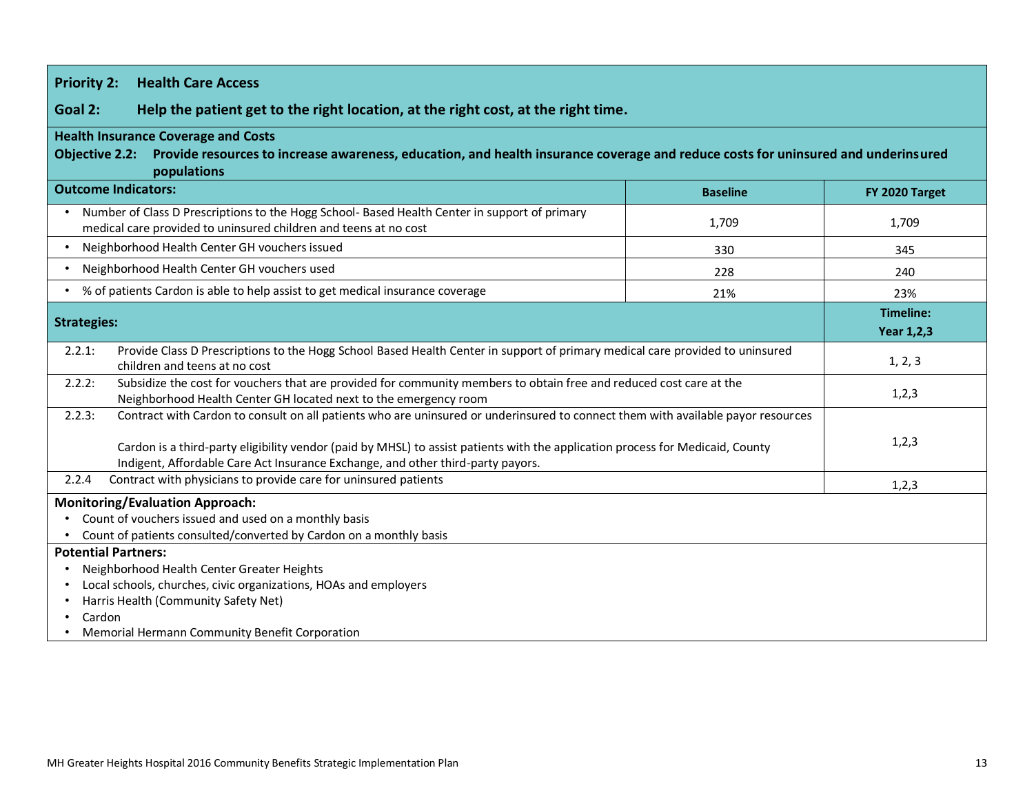**Priority 2: Health Care Access**

**Goal 2: Help the patient get to the right location, at the right cost, at the right time.**

**Health Insurance Coverage and Costs**

**Objective 2.2: Provide resources to increase awareness, education, and health insurance coverage and reduce costs for uninsured and underinsured populations**

| Outcome Indicators: | Baseline | FY 2020 Target |
|---|---|---|
| • Number of Class D Prescriptions to the Hogg School- Based Health Center in support of primary medical care provided to uninsured children and teens at no cost | 1,709 | 1,709 |
| • Neighborhood Health Center GH vouchers issued | 330 | 345 |
| • Neighborhood Health Center GH vouchers used | 228 | 240 |
| • % of patients Cardon is able to help assist to get medical insurance coverage | 21% | 23% |

| Strategies: | Timeline: Year 1,2,3 |
|---|---|
| 2.2.1: Provide Class D Prescriptions to the Hogg School Based Health Center in support of primary medical care provided to uninsured children and teens at no cost | 1, 2, 3 |
| 2.2.2: Subsidize the cost for vouchers that are provided for community members to obtain free and reduced cost care at the Neighborhood Health Center GH located next to the emergency room | 1,2,3 |
| 2.2.3: Contract with Cardon to consult on all patients who are uninsured or underinsured to connect them with available payor resources<br><br>Cardon is a third-party eligibility vendor (paid by MHSL) to assist patients with the application process for Medicaid, County Indigent, Affordable Care Act Insurance Exchange, and other third-party payors. | 1,2,3 |
| 2.2.4 Contract with physicians to provide care for uninsured patients | 1,2,3 |

**Monitoring/Evaluation Approach:**

- Count of vouchers issued and used on a monthly basis
- Count of patients consulted/converted by Cardon on a monthly basis

**Potential Partners:**

- Neighborhood Health Center Greater Heights
- Local schools, churches, civic organizations, HOAs and employers
- Harris Health (Community Safety Net)
- Cardon
- Memorial Hermann Community Benefit Corporation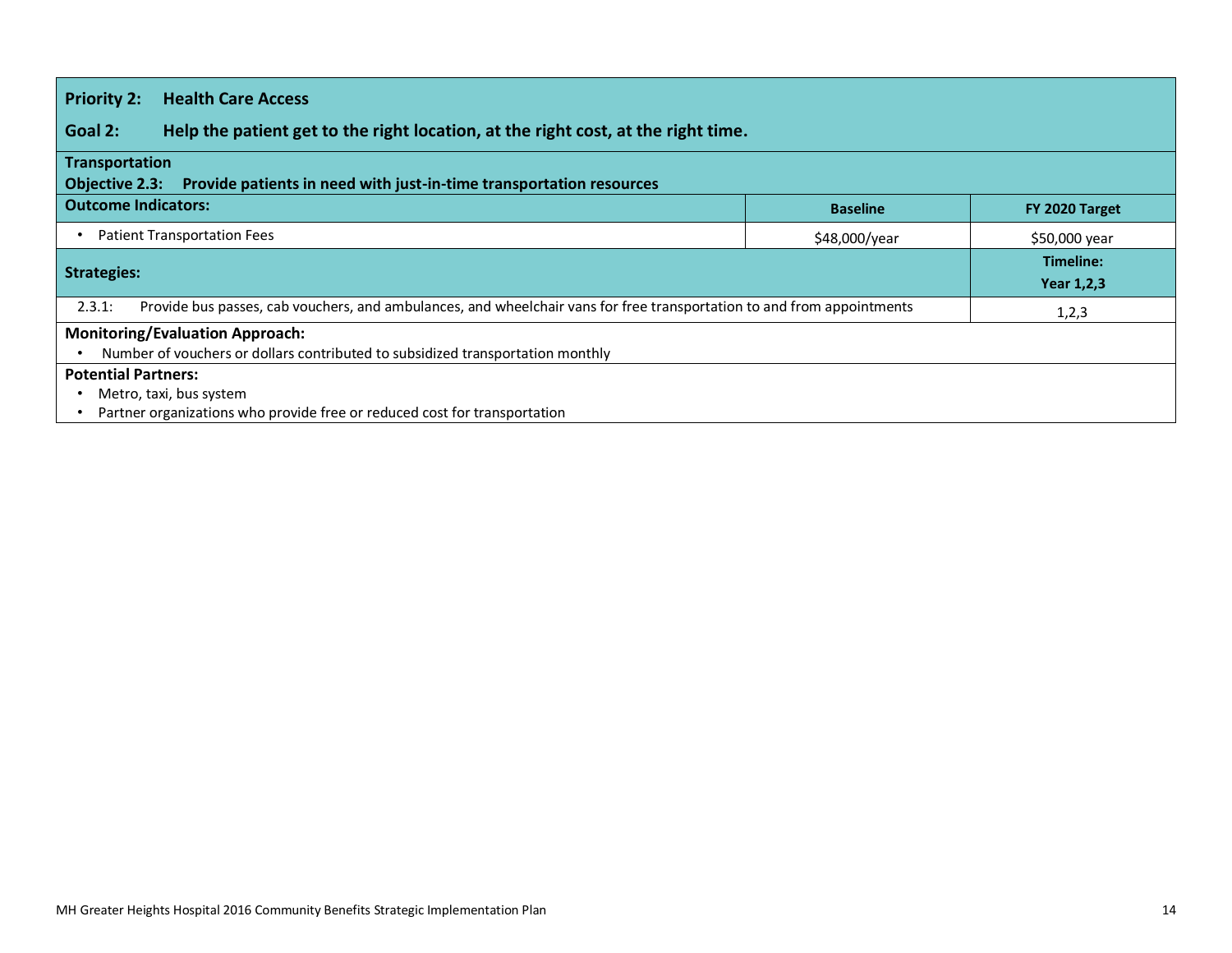**Priority 2:** **Health Care Access**

**Goal 2:** **Help the patient get to the right location, at the right cost, at the right time.**

**Transportation**

**Objective 2.3:** **Provide patients in need with just-in-time transportation resources**

| Outcome Indicators: | Baseline | FY 2020 Target |
|---|---|---|
| • Patient Transportation Fees | $48,000/year | $50,000 year |

| Strategies: | Timeline: Year 1,2,3 |
|---|---|
| 2.3.1: Provide bus passes, cab vouchers, and ambulances, and wheelchair vans for free transportation to and from appointments | 1,2,3 |

**Monitoring/Evaluation Approach:**

- Number of vouchers or dollars contributed to subsidized transportation monthly

**Potential Partners:**

- Metro, taxi, bus system
- Partner organizations who provide free or reduced cost for transportation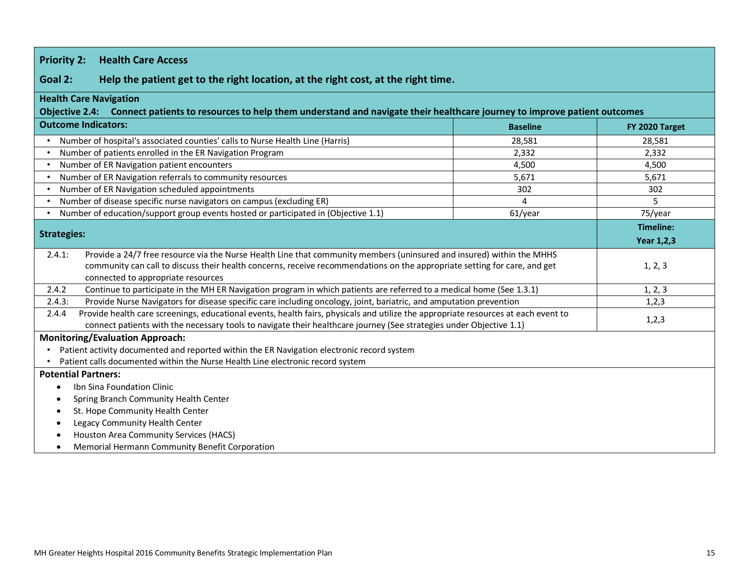**Priority 2: Health Care Access**

**Goal 2: Help the patient get to the right location, at the right cost, at the right time.**

**Health Care Navigation**

**Objective 2.4: Connect patients to resources to help them understand and navigate their healthcare journey to improve patient outcomes**

| Outcome Indicators: | Baseline | FY 2020 Target |
|---|---|---|
| • Number of hospital's associated counties' calls to Nurse Health Line (Harris) | 28,581 | 28,581 |
| • Number of patients enrolled in the ER Navigation Program | 2,332 | 2,332 |
| • Number of ER Navigation patient encounters | 4,500 | 4,500 |
| • Number of ER Navigation referrals to community resources | 5,671 | 5,671 |
| • Number of ER Navigation scheduled appointments | 302 | 302 |
| • Number of disease specific nurse navigators on campus (excluding ER) | 4 | 5 |
| • Number of education/support group events hosted or participated in (Objective 1.1) | 61/year | 75/year |

| Strategies: | Timeline: Year 1,2,3 |
|---|---|
| 2.4.1: Provide a 24/7 free resource via the Nurse Health Line that community members (uninsured and insured) within the MHHS community can call to discuss their health concerns, receive recommendations on the appropriate setting for care, and get connected to appropriate resources | 1, 2, 3 |
| 2.4.2 Continue to participate in the MH ER Navigation program in which patients are referred to a medical home (See 1.3.1) | 1, 2, 3 |
| 2.4.3: Provide Nurse Navigators for disease specific care including oncology, joint, bariatric, and amputation prevention | 1,2,3 |
| 2.4.4 Provide health care screenings, educational events, health fairs, physicals and utilize the appropriate resources at each event to connect patients with the necessary tools to navigate their healthcare journey (See strategies under Objective 1.1) | 1,2,3 |

**Monitoring/Evaluation Approach:**

- Patient activity documented and reported within the ER Navigation electronic record system
- Patient calls documented within the Nurse Health Line electronic record system

**Potential Partners:**

- Ibn Sina Foundation Clinic
- Spring Branch Community Health Center
- St. Hope Community Health Center
- Legacy Community Health Center
- Houston Area Community Services (HACS)
- Memorial Hermann Community Benefit Corporation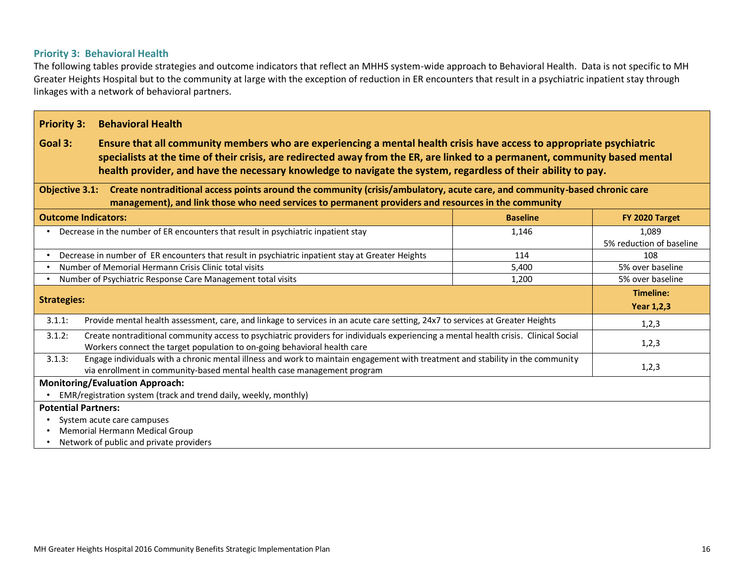## Priority 3: Behavioral Health

The following tables provide strategies and outcome indicators that reflect an MHHS system-wide approach to Behavioral Health. Data is not specific to MH Greater Heights Hospital but to the community at large with the exception of reduction in ER encounters that result in a psychiatric inpatient stay through linkages with a network of behavioral partners.

**Priority 3: Behavioral Health**

**Goal 3: Ensure that all community members who are experiencing a mental health crisis have access to appropriate psychiatric specialists at the time of their crisis, are redirected away from the ER, are linked to a permanent, community based mental health provider, and have the necessary knowledge to navigate the system, regardless of their ability to pay.**

**Objective 3.1: Create nontraditional access points around the community (crisis/ambulatory, acute care, and community-based chronic care management), and link those who need services to permanent providers and resources in the community**

| Outcome Indicators: | Baseline | FY 2020 Target |
|---|---|---|
| • Decrease in the number of ER encounters that result in psychiatric inpatient stay | 1,146 | 1,089<br>5% reduction of baseline |
| • Decrease in number of ER encounters that result in psychiatric inpatient stay at Greater Heights | 114 | 108 |
| • Number of Memorial Hermann Crisis Clinic total visits | 5,400 | 5% over baseline |
| • Number of Psychiatric Response Care Management total visits | 1,200 | 5% over baseline |

| Strategies: | | Timeline: Year 1,2,3 |
|---|---|---|
| 3.1.1: | Provide mental health assessment, care, and linkage to services in an acute care setting, 24x7 to services at Greater Heights | 1,2,3 |
| 3.1.2: | Create nontraditional community access to psychiatric providers for individuals experiencing a mental health crisis. Clinical Social Workers connect the target population to on-going behavioral health care | 1,2,3 |
| 3.1.3: | Engage individuals with a chronic mental illness and work to maintain engagement with treatment and stability in the community via enrollment in community-based mental health case management program | 1,2,3 |

**Monitoring/Evaluation Approach:**

- EMR/registration system (track and trend daily, weekly, monthly)

**Potential Partners:**

- System acute care campuses
- Memorial Hermann Medical Group
- Network of public and private providers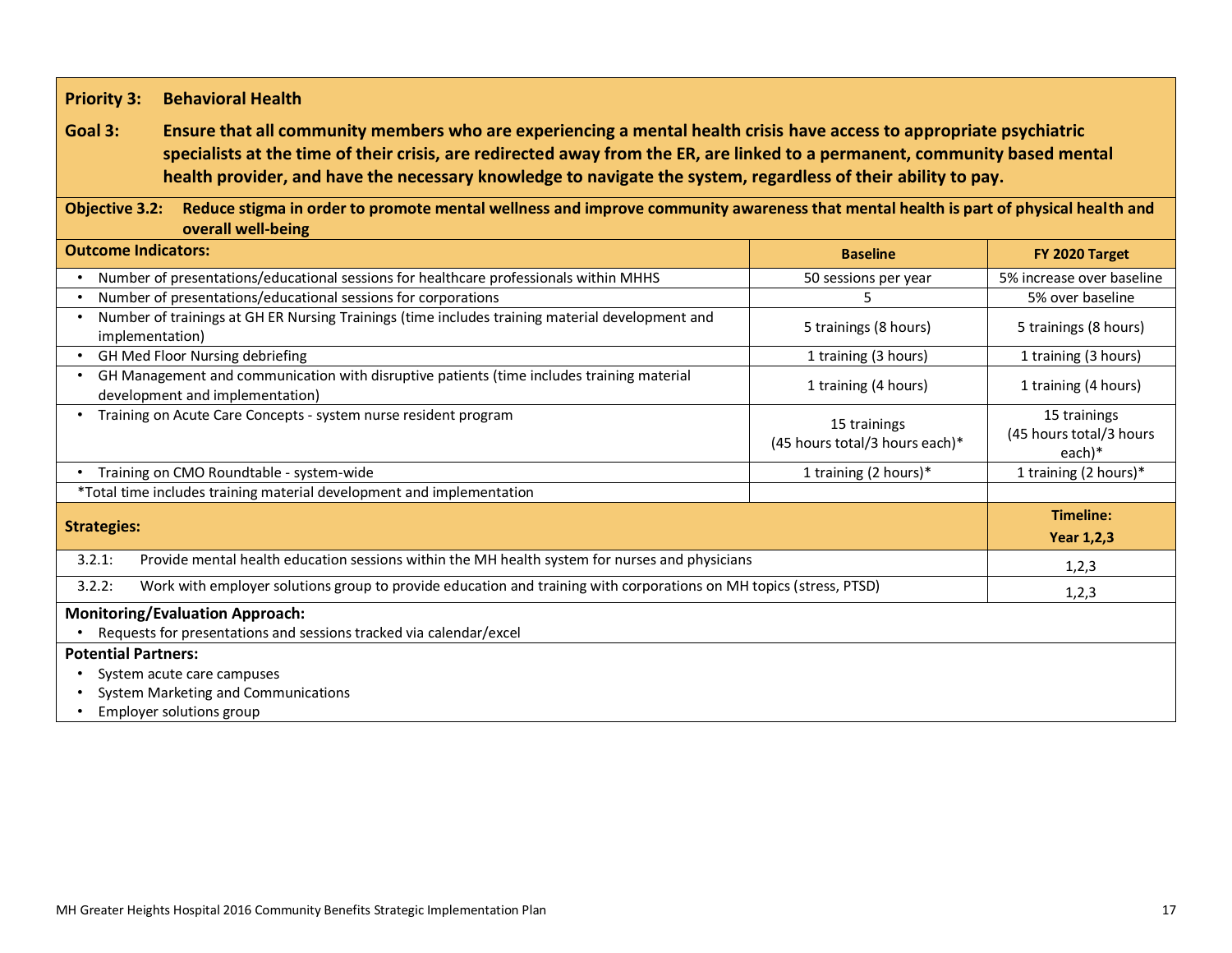**Priority 3: Behavioral Health**

**Goal 3: Ensure that all community members who are experiencing a mental health crisis have access to appropriate psychiatric specialists at the time of their crisis, are redirected away from the ER, are linked to a permanent, community based mental health provider, and have the necessary knowledge to navigate the system, regardless of their ability to pay.**

**Objective 3.2: Reduce stigma in order to promote mental wellness and improve community awareness that mental health is part of physical health and overall well-being**

| **Outcome Indicators:** | **Baseline** | **FY 2020 Target** |
|---|---|---|
| • Number of presentations/educational sessions for healthcare professionals within MHHS | 50 sessions per year | 5% increase over baseline |
| • Number of presentations/educational sessions for corporations | 5 | 5% over baseline |
| • Number of trainings at GH ER Nursing Trainings (time includes training material development and implementation) | 5 trainings (8 hours) | 5 trainings (8 hours) |
| • GH Med Floor Nursing debriefing | 1 training (3 hours) | 1 training (3 hours) |
| • GH Management and communication with disruptive patients (time includes training material development and implementation) | 1 training (4 hours) | 1 training (4 hours) |
| • Training on Acute Care Concepts - system nurse resident program | 15 trainings (45 hours total/3 hours each)* | 15 trainings (45 hours total/3 hours each)* |
| • Training on CMO Roundtable - system-wide | 1 training (2 hours)* | 1 training (2 hours)* |
| *Total time includes training material development and implementation | | |

| **Strategies:** | **Timeline: Year 1,2,3** |
|---|---|
| 3.2.1: Provide mental health education sessions within the MH health system for nurses and physicians | 1,2,3 |
| 3.2.2: Work with employer solutions group to provide education and training with corporations on MH topics (stress, PTSD) | 1,2,3 |

**Monitoring/Evaluation Approach:**

- Requests for presentations and sessions tracked via calendar/excel

**Potential Partners:**

- System acute care campuses
- System Marketing and Communications
- Employer solutions group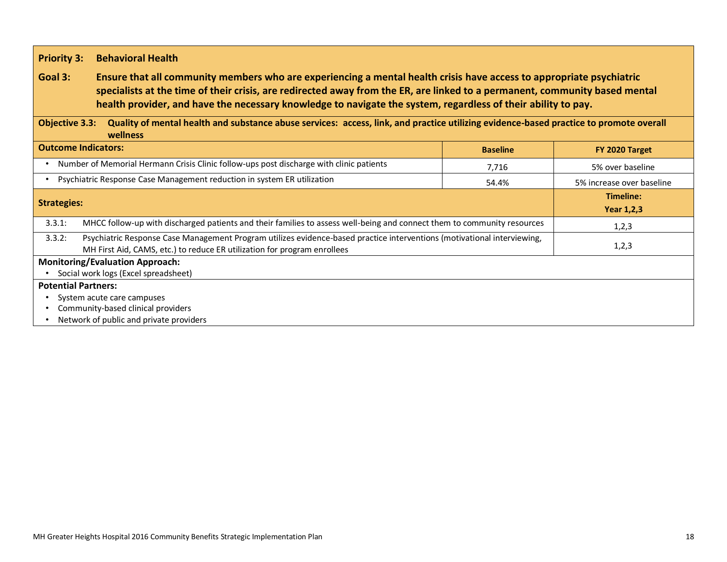**Priority 3: Behavioral Health**

**Goal 3: Ensure that all community members who are experiencing a mental health crisis have access to appropriate psychiatric specialists at the time of their crisis, are redirected away from the ER, are linked to a permanent, community based mental health provider, and have the necessary knowledge to navigate the system, regardless of their ability to pay.**

**Objective 3.3: Quality of mental health and substance abuse services: access, link, and practice utilizing evidence-based practice to promote overall wellness**

| Outcome Indicators: | Baseline | FY 2020 Target |
|---|---|---|
| • Number of Memorial Hermann Crisis Clinic follow-ups post discharge with clinic patients | 7,716 | 5% over baseline |
| • Psychiatric Response Case Management reduction in system ER utilization | 54.4% | 5% increase over baseline |

| Strategies: | Timeline: Year 1,2,3 |
|---|---|
| 3.3.1: MHCC follow-up with discharged patients and their families to assess well-being and connect them to community resources | 1,2,3 |
| 3.3.2: Psychiatric Response Case Management Program utilizes evidence-based practice interventions (motivational interviewing, MH First Aid, CAMS, etc.) to reduce ER utilization for program enrollees | 1,2,3 |

**Monitoring/Evaluation Approach:**

- Social work logs (Excel spreadsheet)

**Potential Partners:**

- System acute care campuses
- Community-based clinical providers
- Network of public and private providers